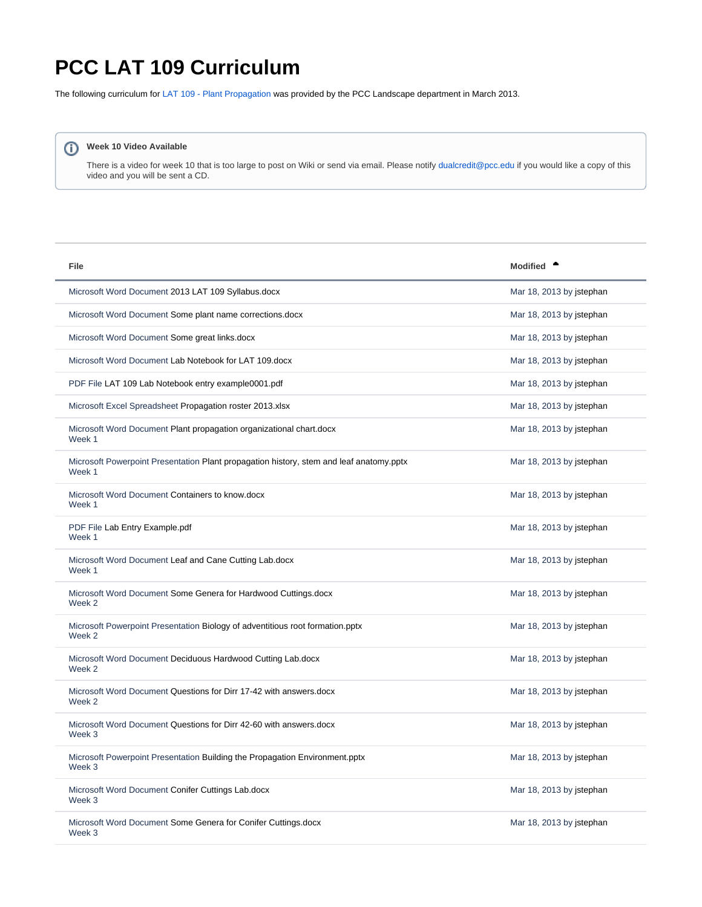# PCC LAT 109 Curriculum

The following curriculum for LAT 109 - Plant Propagation was provided by the PCC Landscape department in March 2013.

> **Week 10 Video Available**
>
> There is a video for week 10 that is too large to post on Wiki or send via email. Please notify dualcredit@pcc.edu if you would like a copy of this video and you will be sent a CD.

| File | Modified |
| --- | --- |
| Microsoft Word Document 2013 LAT 109 Syllabus.docx | Mar 18, 2013 by jstephan |
| Microsoft Word Document Some plant name corrections.docx | Mar 18, 2013 by jstephan |
| Microsoft Word Document Some great links.docx | Mar 18, 2013 by jstephan |
| Microsoft Word Document Lab Notebook for LAT 109.docx | Mar 18, 2013 by jstephan |
| PDF File LAT 109 Lab Notebook entry example0001.pdf | Mar 18, 2013 by jstephan |
| Microsoft Excel Spreadsheet Propagation roster 2013.xlsx | Mar 18, 2013 by jstephan |
| Microsoft Word Document Plant propagation organizational chart.docx Week 1 | Mar 18, 2013 by jstephan |
| Microsoft Powerpoint Presentation Plant propagation history, stem and leaf anatomy.pptx Week 1 | Mar 18, 2013 by jstephan |
| Microsoft Word Document Containers to know.docx Week 1 | Mar 18, 2013 by jstephan |
| PDF File Lab Entry Example.pdf Week 1 | Mar 18, 2013 by jstephan |
| Microsoft Word Document Leaf and Cane Cutting Lab.docx Week 1 | Mar 18, 2013 by jstephan |
| Microsoft Word Document Some Genera for Hardwood Cuttings.docx Week 2 | Mar 18, 2013 by jstephan |
| Microsoft Powerpoint Presentation Biology of adventitious root formation.pptx Week 2 | Mar 18, 2013 by jstephan |
| Microsoft Word Document Deciduous Hardwood Cutting Lab.docx Week 2 | Mar 18, 2013 by jstephan |
| Microsoft Word Document Questions for Dirr 17-42 with answers.docx Week 2 | Mar 18, 2013 by jstephan |
| Microsoft Word Document Questions for Dirr 42-60 with answers.docx Week 3 | Mar 18, 2013 by jstephan |
| Microsoft Powerpoint Presentation Building the Propagation Environment.pptx Week 3 | Mar 18, 2013 by jstephan |
| Microsoft Word Document Conifer Cuttings Lab.docx Week 3 | Mar 18, 2013 by jstephan |
| Microsoft Word Document Some Genera for Conifer Cuttings.docx Week 3 | Mar 18, 2013 by jstephan |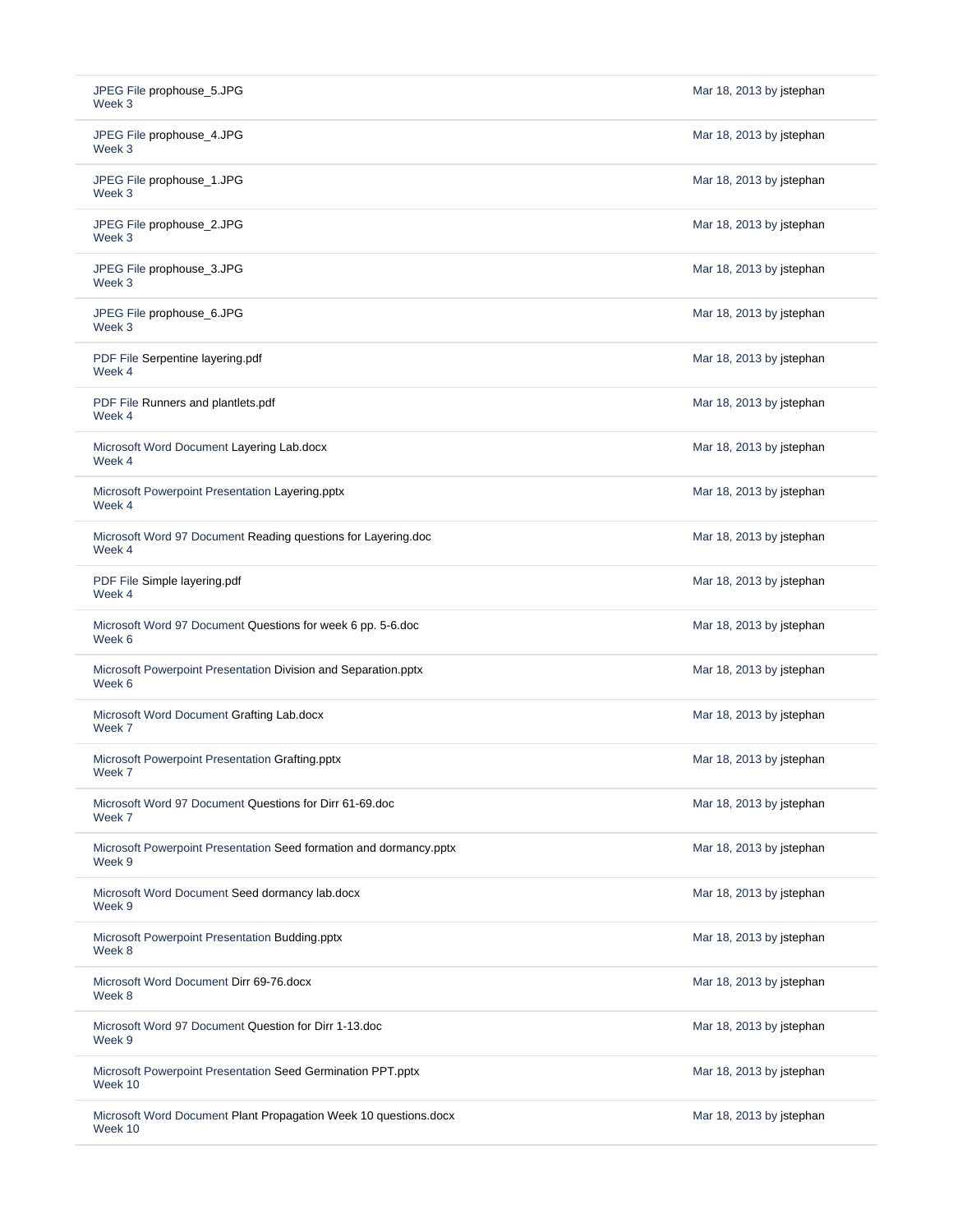| | |
|---|---|
| JPEG File prophouse_5.JPG<br>Week 3 | Mar 18, 2013 by jstephan |
| JPEG File prophouse_4.JPG<br>Week 3 | Mar 18, 2013 by jstephan |
| JPEG File prophouse_1.JPG<br>Week 3 | Mar 18, 2013 by jstephan |
| JPEG File prophouse_2.JPG<br>Week 3 | Mar 18, 2013 by jstephan |
| JPEG File prophouse_3.JPG<br>Week 3 | Mar 18, 2013 by jstephan |
| JPEG File prophouse_6.JPG<br>Week 3 | Mar 18, 2013 by jstephan |
| PDF File Serpentine layering.pdf<br>Week 4 | Mar 18, 2013 by jstephan |
| PDF File Runners and plantlets.pdf<br>Week 4 | Mar 18, 2013 by jstephan |
| Microsoft Word Document Layering Lab.docx<br>Week 4 | Mar 18, 2013 by jstephan |
| Microsoft Powerpoint Presentation Layering.pptx<br>Week 4 | Mar 18, 2013 by jstephan |
| Microsoft Word 97 Document Reading questions for Layering.doc<br>Week 4 | Mar 18, 2013 by jstephan |
| PDF File Simple layering.pdf<br>Week 4 | Mar 18, 2013 by jstephan |
| Microsoft Word 97 Document Questions for week 6 pp. 5-6.doc<br>Week 6 | Mar 18, 2013 by jstephan |
| Microsoft Powerpoint Presentation Division and Separation.pptx<br>Week 6 | Mar 18, 2013 by jstephan |
| Microsoft Word Document Grafting Lab.docx<br>Week 7 | Mar 18, 2013 by jstephan |
| Microsoft Powerpoint Presentation Grafting.pptx<br>Week 7 | Mar 18, 2013 by jstephan |
| Microsoft Word 97 Document Questions for Dirr 61-69.doc<br>Week 7 | Mar 18, 2013 by jstephan |
| Microsoft Powerpoint Presentation Seed formation and dormancy.pptx<br>Week 9 | Mar 18, 2013 by jstephan |
| Microsoft Word Document Seed dormancy lab.docx<br>Week 9 | Mar 18, 2013 by jstephan |
| Microsoft Powerpoint Presentation Budding.pptx<br>Week 8 | Mar 18, 2013 by jstephan |
| Microsoft Word Document Dirr 69-76.docx<br>Week 8 | Mar 18, 2013 by jstephan |
| Microsoft Word 97 Document Question for Dirr 1-13.doc<br>Week 9 | Mar 18, 2013 by jstephan |
| Microsoft Powerpoint Presentation Seed Germination PPT.pptx<br>Week 10 | Mar 18, 2013 by jstephan |
| Microsoft Word Document Plant Propagation Week 10 questions.docx<br>Week 10 | Mar 18, 2013 by jstephan |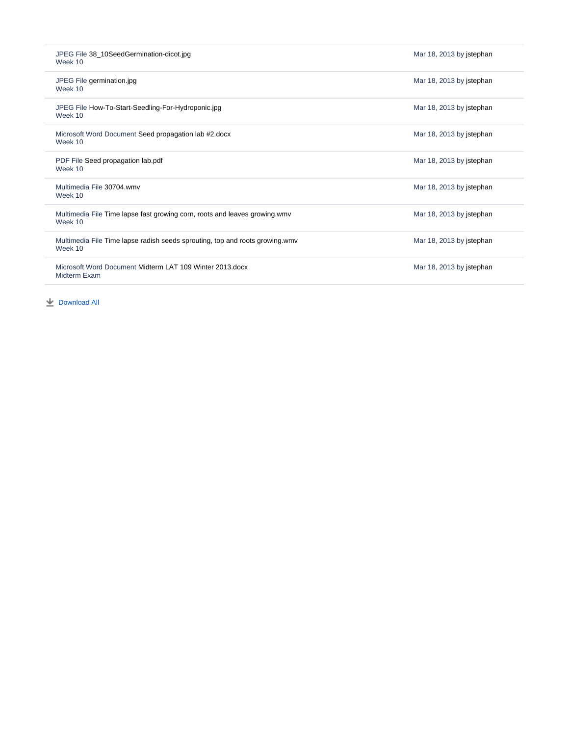| | |
|---|---|
| JPEG File 38_10SeedGermination-dicot.jpg<br>Week 10 | Mar 18, 2013 by jstephan |
| JPEG File germination.jpg<br>Week 10 | Mar 18, 2013 by jstephan |
| JPEG File How-To-Start-Seedling-For-Hydroponic.jpg<br>Week 10 | Mar 18, 2013 by jstephan |
| Microsoft Word Document Seed propagation lab #2.docx<br>Week 10 | Mar 18, 2013 by jstephan |
| PDF File Seed propagation lab.pdf<br>Week 10 | Mar 18, 2013 by jstephan |
| Multimedia File 30704.wmv<br>Week 10 | Mar 18, 2013 by jstephan |
| Multimedia File Time lapse fast growing corn, roots and leaves growing.wmv<br>Week 10 | Mar 18, 2013 by jstephan |
| Multimedia File Time lapse radish seeds sprouting, top and roots growing.wmv<br>Week 10 | Mar 18, 2013 by jstephan |
| Microsoft Word Document Midterm LAT 109 Winter 2013.docx<br>Midterm Exam | Mar 18, 2013 by jstephan |

Download All